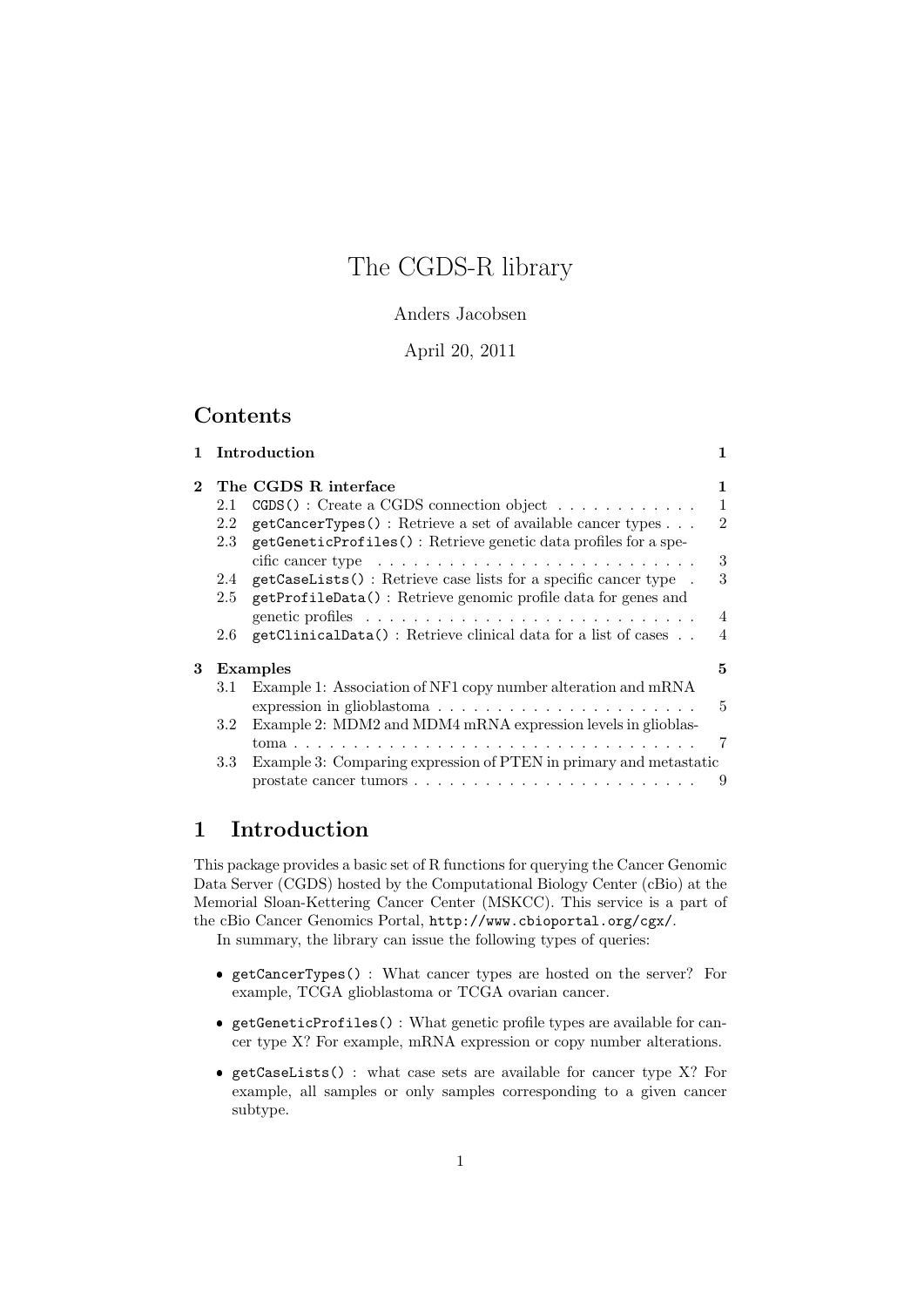# The CGDS-R library

Anders Jacobsen

April 20, 2011

## Contents

1 Introduction — 1

2 The CGDS R interface — 1
- 2.1 `CGDS()` : Create a CGDS connection object — 1
- 2.2 `getCancerTypes()` : Retrieve a set of available cancer types — 2
- 2.3 `getGeneticProfiles()` : Retrieve genetic data profiles for a specific cancer type — 3
- 2.4 `getCaseLists()` : Retrieve case lists for a specific cancer type — 3
- 2.5 `getProfileData()` : Retrieve genomic profile data for genes and genetic profiles — 4
- 2.6 `getClinicalData()` : Retrieve clinical data for a list of cases — 4

3 Examples — 5
- 3.1 Example 1: Association of NF1 copy number alteration and mRNA expression in glioblastoma — 5
- 3.2 Example 2: MDM2 and MDM4 mRNA expression levels in glioblastoma — 7
- 3.3 Example 3: Comparing expression of PTEN in primary and metastatic prostate cancer tumors — 9

## 1 Introduction

This package provides a basic set of R functions for querying the Cancer Genomic Data Server (CGDS) hosted by the Computational Biology Center (cBio) at the Memorial Sloan-Kettering Cancer Center (MSKCC). This service is a part of the cBio Cancer Genomics Portal, `http://www.cbioportal.org/cgx/`.

In summary, the library can issue the following types of queries:

- `getCancerTypes()` : What cancer types are hosted on the server? For example, TCGA glioblastoma or TCGA ovarian cancer.
- `getGeneticProfiles()` : What genetic profile types are available for cancer type X? For example, mRNA expression or copy number alterations.
- `getCaseLists()` : what case sets are available for cancer type X? For example, all samples or only samples corresponding to a given cancer subtype.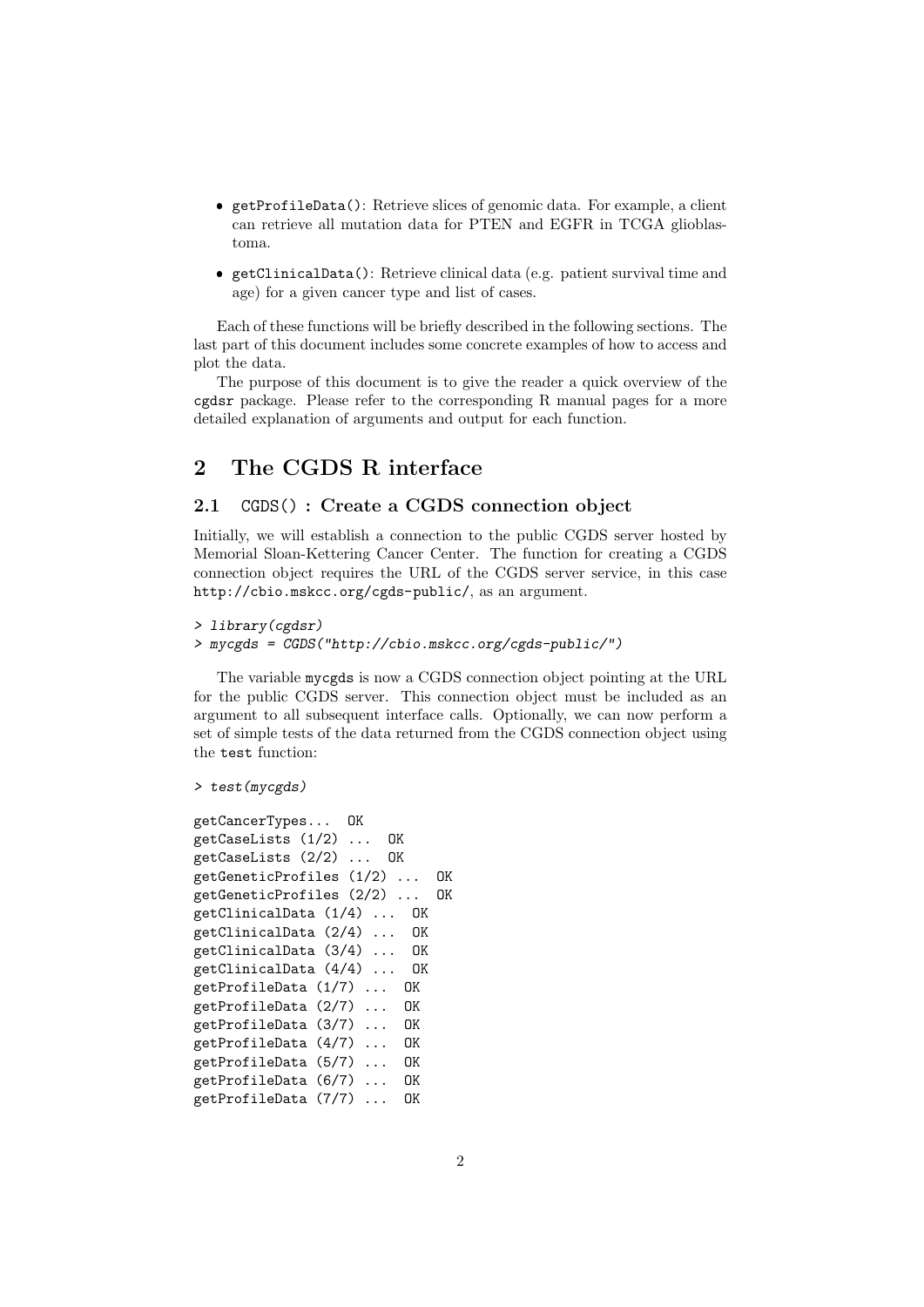- `getProfileData()`: Retrieve slices of genomic data. For example, a client can retrieve all mutation data for PTEN and EGFR in TCGA glioblastoma.
- `getClinicalData()`: Retrieve clinical data (e.g. patient survival time and age) for a given cancer type and list of cases.

Each of these functions will be briefly described in the following sections. The last part of this document includes some concrete examples of how to access and plot the data.

The purpose of this document is to give the reader a quick overview of the `cgdsr` package. Please refer to the corresponding R manual pages for a more detailed explanation of arguments and output for each function.

# 2 The CGDS R interface

## 2.1 `CGDS()` : Create a CGDS connection object

Initially, we will establish a connection to the public CGDS server hosted by Memorial Sloan-Kettering Cancer Center. The function for creating a CGDS connection object requires the URL of the CGDS server service, in this case `http://cbio.mskcc.org/cgds-public/`, as an argument.

```
> library(cgdsr)
> mycgds = CGDS("http://cbio.mskcc.org/cgds-public/")
```

The variable `mycgds` is now a CGDS connection object pointing at the URL for the public CGDS server. This connection object must be included as an argument to all subsequent interface calls. Optionally, we can now perform a set of simple tests of the data returned from the CGDS connection object using the `test` function:

```
> test(mycgds)

getCancerTypes...  OK
getCaseLists (1/2) ...  OK
getCaseLists (2/2) ...  OK
getGeneticProfiles (1/2) ...  OK
getGeneticProfiles (2/2) ...  OK
getClinicalData (1/4) ...  OK
getClinicalData (2/4) ...  OK
getClinicalData (3/4) ...  OK
getClinicalData (4/4) ...  OK
getProfileData (1/7) ...  OK
getProfileData (2/7) ...  OK
getProfileData (3/7) ...  OK
getProfileData (4/7) ...  OK
getProfileData (5/7) ...  OK
getProfileData (6/7) ...  OK
getProfileData (7/7) ...  OK
```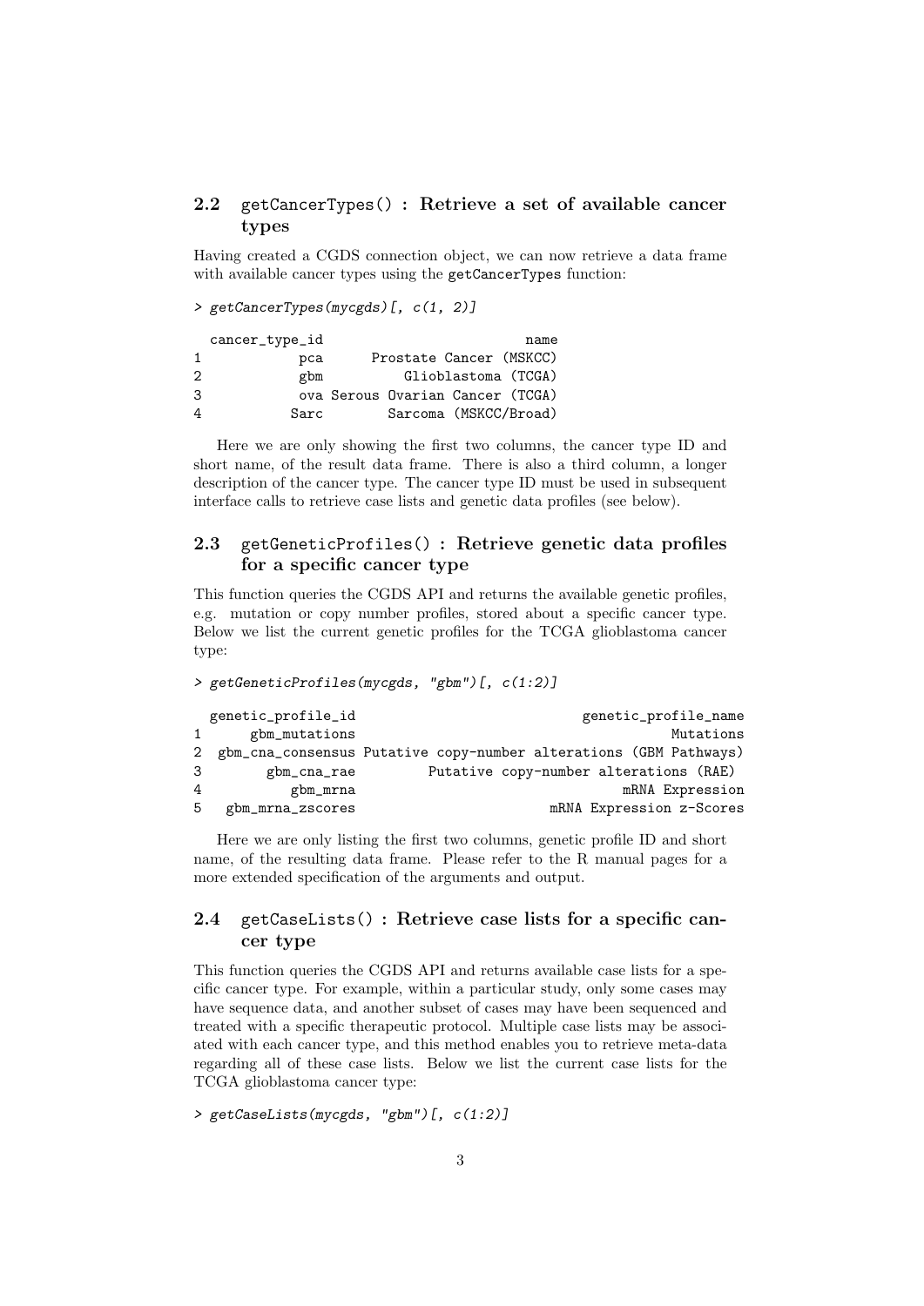## 2.2 getCancerTypes() : Retrieve a set of available cancer types

Having created a CGDS connection object, we can now retrieve a data frame with available cancer types using the getCancerTypes function:

```
> getCancerTypes(mycgds)[, c(1, 2)]

  cancer_type_id                          name
1            pca       Prostate Cancer (MSKCC)
2            gbm            Glioblastoma (TCGA)
3            ova Serous Ovarian Cancer (TCGA)
4           Sarc        Sarcoma (MSKCC/Broad)
```

Here we are only showing the first two columns, the cancer type ID and short name, of the result data frame. There is also a third column, a longer description of the cancer type. The cancer type ID must be used in subsequent interface calls to retrieve case lists and genetic data profiles (see below).

## 2.3 getGeneticProfiles() : Retrieve genetic data profiles for a specific cancer type

This function queries the CGDS API and returns the available genetic profiles, e.g. mutation or copy number profiles, stored about a specific cancer type. Below we list the current genetic profiles for the TCGA glioblastoma cancer type:

```
> getGeneticProfiles(mycgds, "gbm")[, c(1:2)]

  genetic_profile_id                              genetic_profile_name
1      gbm_mutations                                         Mutations
2  gbm_cna_consensus Putative copy-number alterations (GBM Pathways)
3        gbm_cna_rae          Putative copy-number alterations (RAE)
4           gbm_mrna                                    mRNA Expression
5   gbm_mrna_zscores                           mRNA Expression z-Scores
```

Here we are only listing the first two columns, genetic profile ID and short name, of the resulting data frame. Please refer to the R manual pages for a more extended specification of the arguments and output.

## 2.4 getCaseLists() : Retrieve case lists for a specific cancer type

This function queries the CGDS API and returns available case lists for a specific cancer type. For example, within a particular study, only some cases may have sequence data, and another subset of cases may have been sequenced and treated with a specific therapeutic protocol. Multiple case lists may be associated with each cancer type, and this method enables you to retrieve meta-data regarding all of these case lists. Below we list the current case lists for the TCGA glioblastoma cancer type:

```
> getCaseLists(mycgds, "gbm")[, c(1:2)]
```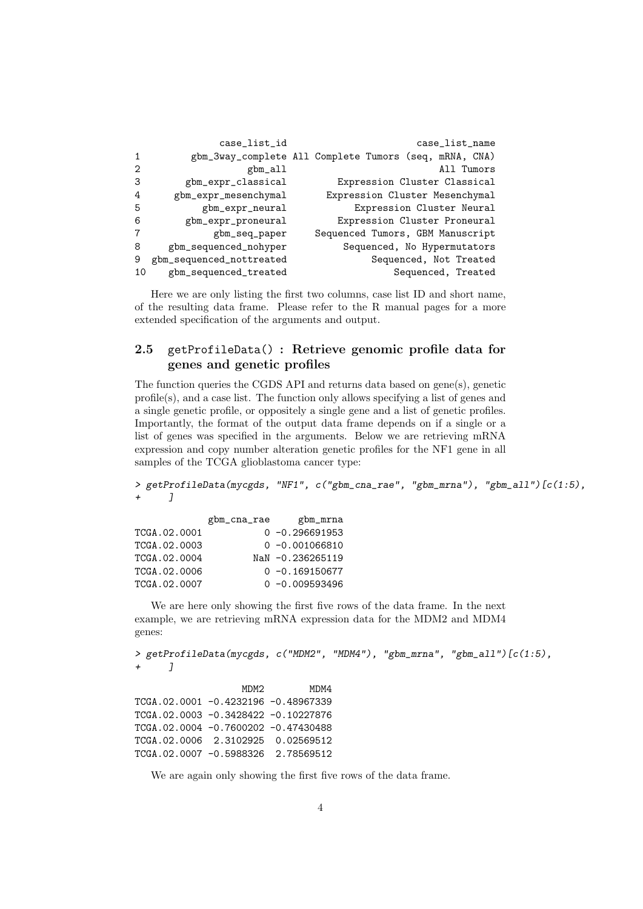```
              case_list_id                         case_list_name
1         gbm_3way_complete All Complete Tumors (seq, mRNA, CNA)
2                   gbm_all                           All Tumors
3        gbm_expr_classical         Expression Cluster Classical
4      gbm_expr_mesenchymal       Expression Cluster Mesenchymal
5           gbm_expr_neural            Expression Cluster Neural
6        gbm_expr_proneural         Expression Cluster Proneural
7             gbm_seq_paper      Sequenced Tumors, GBM Manuscript
8     gbm_sequenced_nohyper          Sequenced, No Hypermutators
9   gbm_sequenced_nottreated               Sequenced, Not Treated
10    gbm_sequenced_treated                   Sequenced, Treated
```

Here we are only listing the first two columns, case list ID and short name, of the resulting data frame. Please refer to the R manual pages for a more extended specification of the arguments and output.

## 2.5 getProfileData() : Retrieve genomic profile data for genes and genetic profiles

The function queries the CGDS API and returns data based on gene(s), genetic profile(s), and a case list. The function only allows specifying a list of genes and a single genetic profile, or oppositely a single gene and a list of genetic profiles. Importantly, the format of the output data frame depends on if a single or a list of genes was specified in the arguments. Below we are retrieving mRNA expression and copy number alteration genetic profiles for the NF1 gene in all samples of the TCGA glioblastoma cancer type:

```
> getProfileData(mycgds, "NF1", c("gbm_cna_rae", "gbm_mrna"), "gbm_all")[c(1:5),
+     ]

             gbm_cna_rae     gbm_mrna
TCGA.02.0001           0 -0.296691953
TCGA.02.0003           0 -0.001066810
TCGA.02.0004         NaN -0.236265119
TCGA.02.0006           0 -0.169150677
TCGA.02.0007           0 -0.009593496
```

We are here only showing the first five rows of the data frame. In the next example, we are retrieving mRNA expression data for the MDM2 and MDM4 genes:

```
> getProfileData(mycgds, c("MDM2", "MDM4"), "gbm_mrna", "gbm_all")[c(1:5),
+     ]

                   MDM2        MDM4
TCGA.02.0001 -0.4232196 -0.48967339
TCGA.02.0003 -0.3428422 -0.10227876
TCGA.02.0004 -0.7600202 -0.47430488
TCGA.02.0006  2.3102925  0.02569512
TCGA.02.0007 -0.5988326  2.78569512
```

We are again only showing the first five rows of the data frame.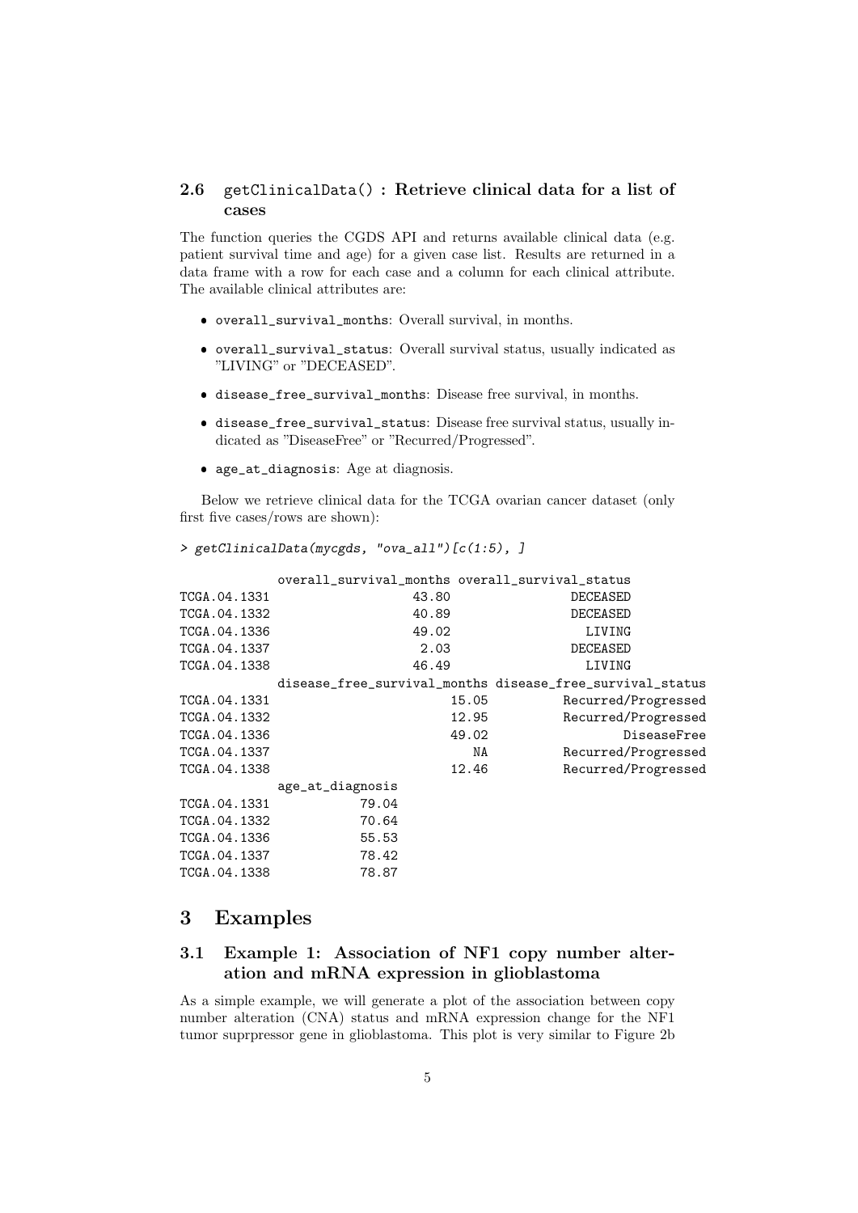### 2.6 `getClinicalData()` : Retrieve clinical data for a list of cases

The function queries the CGDS API and returns available clinical data (e.g. patient survival time and age) for a given case list. Results are returned in a data frame with a row for each case and a column for each clinical attribute. The available clinical attributes are:

- `overall_survival_months`: Overall survival, in months.
- `overall_survival_status`: Overall survival status, usually indicated as "LIVING" or "DECEASED".
- `disease_free_survival_months`: Disease free survival, in months.
- `disease_free_survival_status`: Disease free survival status, usually indicated as "DiseaseFree" or "Recurred/Progressed".
- `age_at_diagnosis`: Age at diagnosis.

Below we retrieve clinical data for the TCGA ovarian cancer dataset (only first five cases/rows are shown):

```
> getClinicalData(mycgds, "ova_all")[c(1:5), ]

            overall_survival_months overall_survival_status
TCGA.04.1331                  43.80                DECEASED
TCGA.04.1332                  40.89                DECEASED
TCGA.04.1336                  49.02                  LIVING
TCGA.04.1337                   2.03                DECEASED
TCGA.04.1338                  46.49                  LIVING
            disease_free_survival_months disease_free_survival_status
TCGA.04.1331                       15.05          Recurred/Progressed
TCGA.04.1332                       12.95          Recurred/Progressed
TCGA.04.1336                       49.02                  DiseaseFree
TCGA.04.1337                          NA          Recurred/Progressed
TCGA.04.1338                       12.46          Recurred/Progressed
            age_at_diagnosis
TCGA.04.1331            79.04
TCGA.04.1332            70.64
TCGA.04.1336            55.53
TCGA.04.1337            78.42
TCGA.04.1338            78.87
```

# 3 Examples

## 3.1 Example 1: Association of NF1 copy number alteration and mRNA expression in glioblastoma

As a simple example, we will generate a plot of the association between copy number alteration (CNA) status and mRNA expression change for the NF1 tumor suprpressor gene in glioblastoma. This plot is very similar to Figure 2b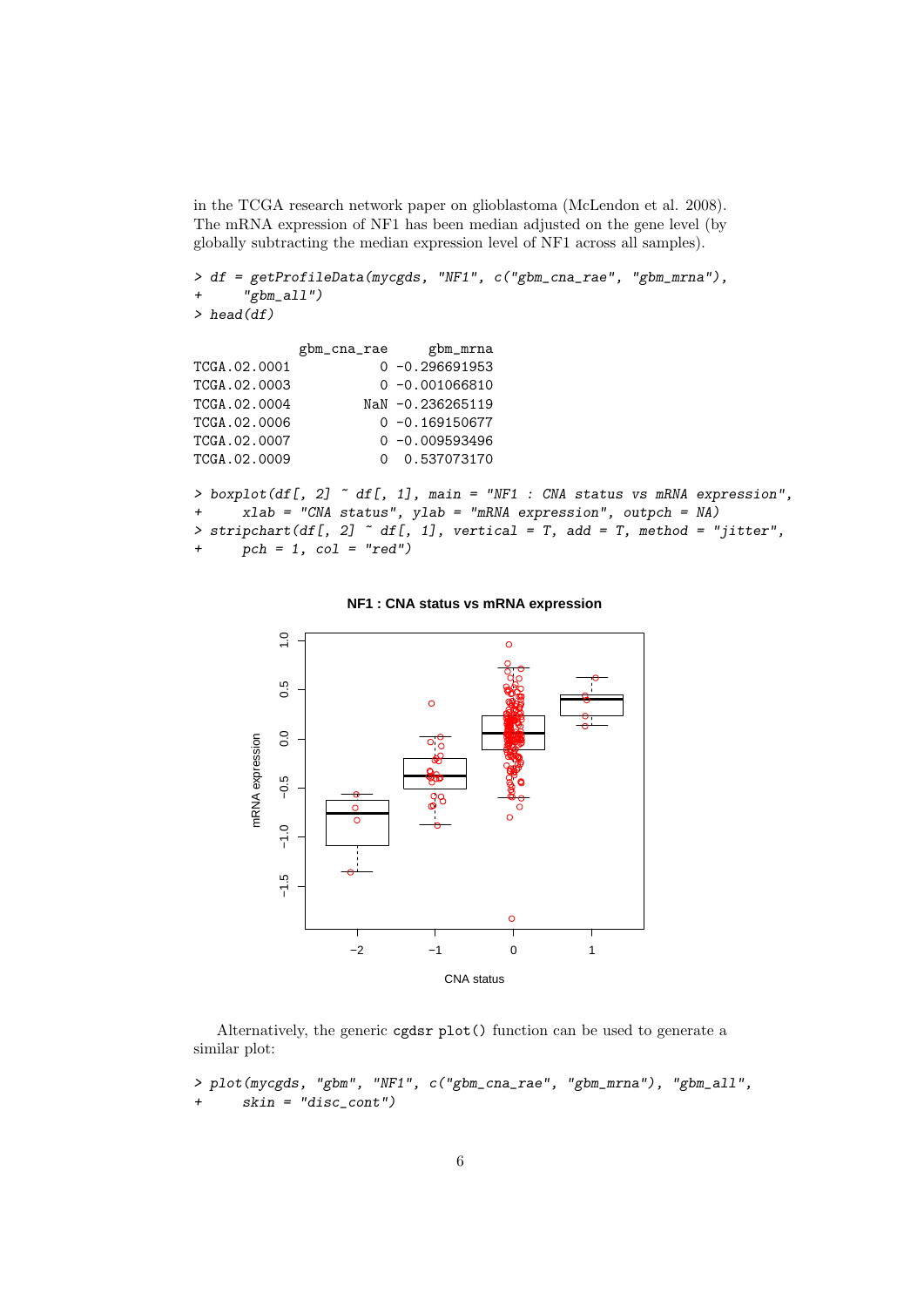in the TCGA research network paper on glioblastoma (McLendon et al. 2008). The mRNA expression of NF1 has been median adjusted on the gene level (by globally subtracting the median expression level of NF1 across all samples).

```
> df = getProfileData(mycgds, "NF1", c("gbm_cna_rae", "gbm_mrna"),
+     "gbm_all")
> head(df)
```

```
             gbm_cna_rae     gbm_mrna
TCGA.02.0001           0 -0.296691953
TCGA.02.0003           0 -0.001066810
TCGA.02.0004         NaN -0.236265119
TCGA.02.0006           0 -0.169150677
TCGA.02.0007           0 -0.009593496
TCGA.02.0009           0  0.537073170
```

```
> boxplot(df[, 2] ~ df[, 1], main = "NF1 : CNA status vs mRNA expression",
+     xlab = "CNA status", ylab = "mRNA expression", outpch = NA)
> stripchart(df[, 2] ~ df[, 1], vertical = T, add = T, method = "jitter",
+     pch = 1, col = "red")
```

Alternatively, the generic cgdsr plot() function can be used to generate a similar plot:

```
> plot(mycgds, "gbm", "NF1", c("gbm_cna_rae", "gbm_mrna"), "gbm_all",
+     skin = "disc_cont")
```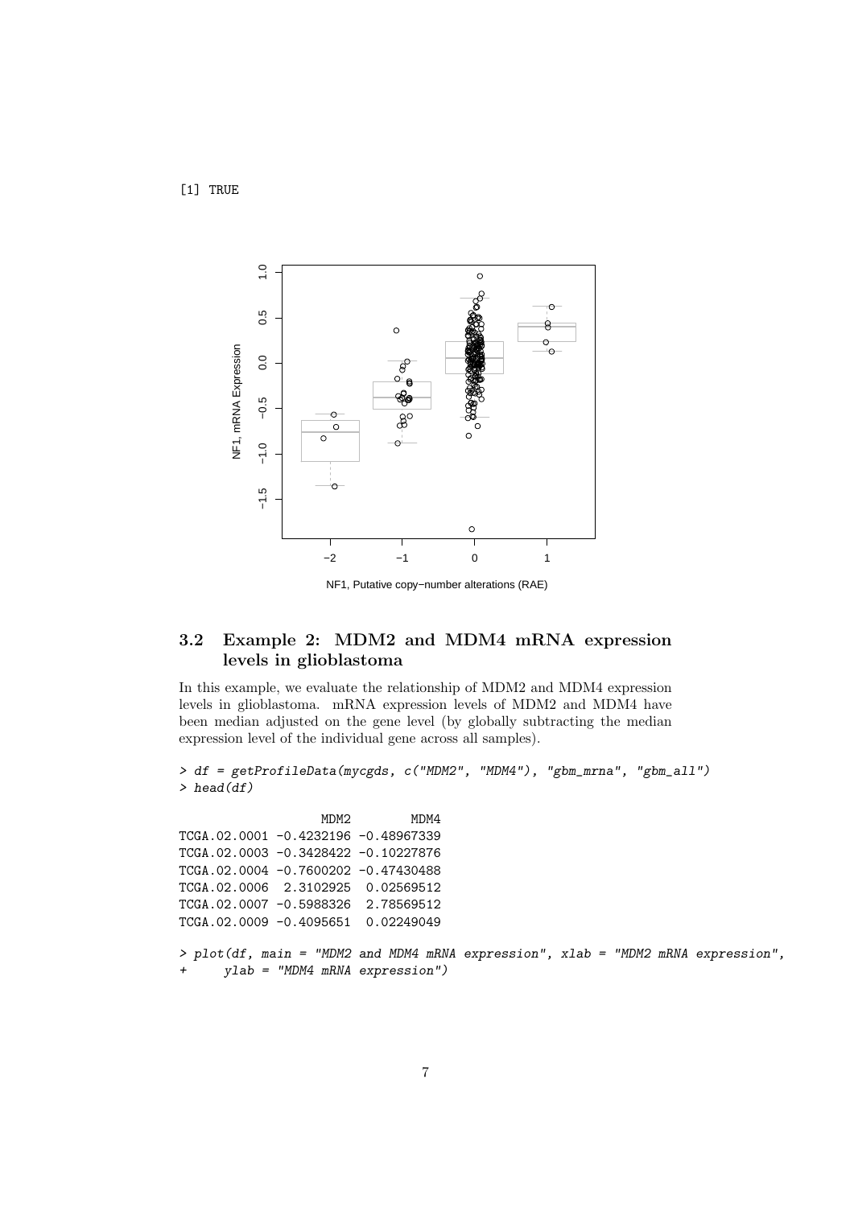```
[1] TRUE
```

## 3.2 Example 2: MDM2 and MDM4 mRNA expression levels in glioblastoma

In this example, we evaluate the relationship of MDM2 and MDM4 expression levels in glioblastoma. mRNA expression levels of MDM2 and MDM4 have been median adjusted on the gene level (by globally subtracting the median expression level of the individual gene across all samples).

```
> df = getProfileData(mycgds, c("MDM2", "MDM4"), "gbm_mrna", "gbm_all")
> head(df)

                  MDM2        MDM4
TCGA.02.0001 -0.4232196 -0.48967339
TCGA.02.0003 -0.3428422 -0.10227876
TCGA.02.0004 -0.7600202 -0.47430488
TCGA.02.0006  2.3102925  0.02569512
TCGA.02.0007 -0.5988326  2.78569512
TCGA.02.0009 -0.4095651  0.02249049

> plot(df, main = "MDM2 and MDM4 mRNA expression", xlab = "MDM2 mRNA expression",
+     ylab = "MDM4 mRNA expression")
```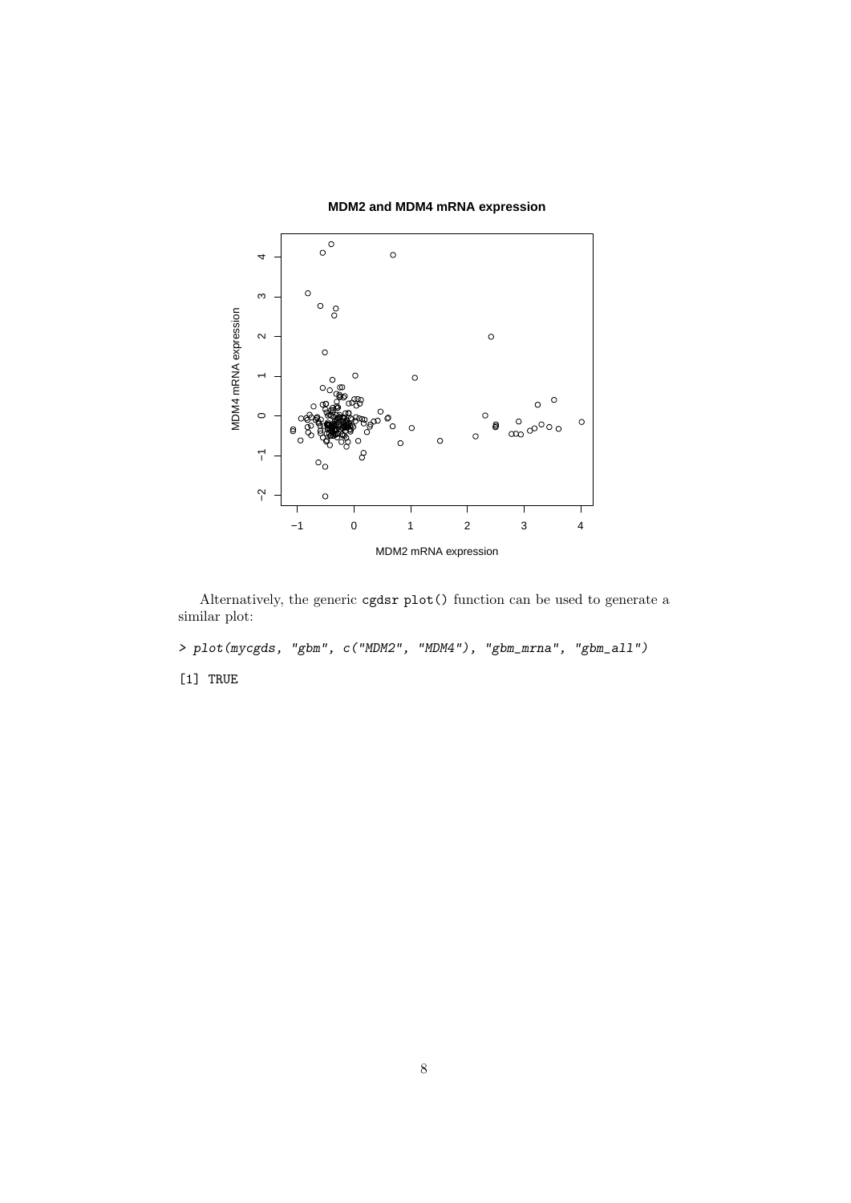Alternatively, the generic cgdsr plot() function can be used to generate a similar plot:

```
> plot(mycgds, "gbm", c("MDM2", "MDM4"), "gbm_mrna", "gbm_all")
```

```
[1] TRUE
```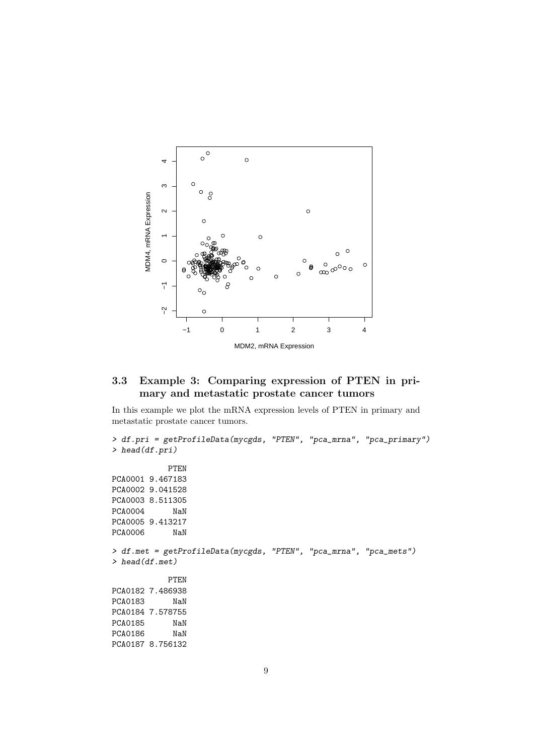## 3.3 Example 3: Comparing expression of PTEN in primary and metastatic prostate cancer tumors

In this example we plot the mRNA expression levels of PTEN in primary and metastatic prostate cancer tumors.

```
> df.pri = getProfileData(mycgds, "PTEN", "pca_mrna", "pca_primary")
> head(df.pri)

            PTEN
PCA0001 9.467183
PCA0002 9.041528
PCA0003 8.511305
PCA0004      NaN
PCA0005 9.413217
PCA0006      NaN

> df.met = getProfileData(mycgds, "PTEN", "pca_mrna", "pca_mets")
> head(df.met)

            PTEN
PCA0182 7.486938
PCA0183      NaN
PCA0184 7.578755
PCA0185      NaN
PCA0186      NaN
PCA0187 8.756132
```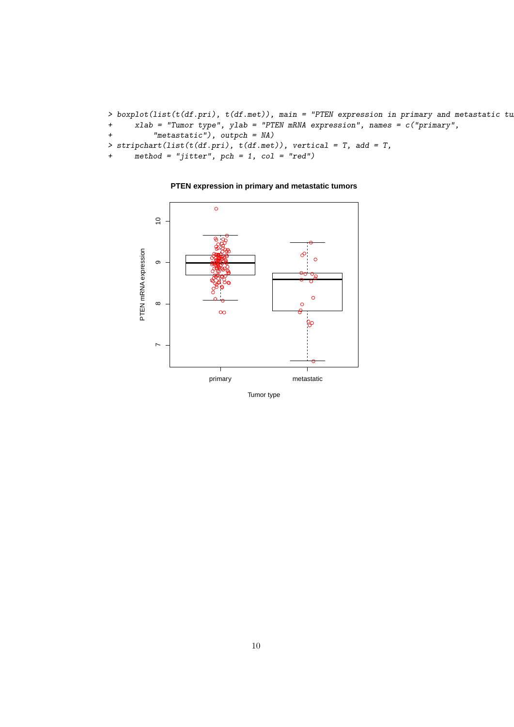```
> boxplot(list(t(df.pri), t(df.met)), main = "PTEN expression in primary and metastatic tu
+     xlab = "Tumor type", ylab = "PTEN mRNA expression", names = c("primary",
+         "metastatic"), outpch = NA)
> stripchart(list(t(df.pri), t(df.met)), vertical = T, add = T,
+     method = "jitter", pch = 1, col = "red")
```

PTEN expression in primary and metastatic tumors

PTEN mRNA expression

10

9

8

7

primary

metastatic

Tumor type